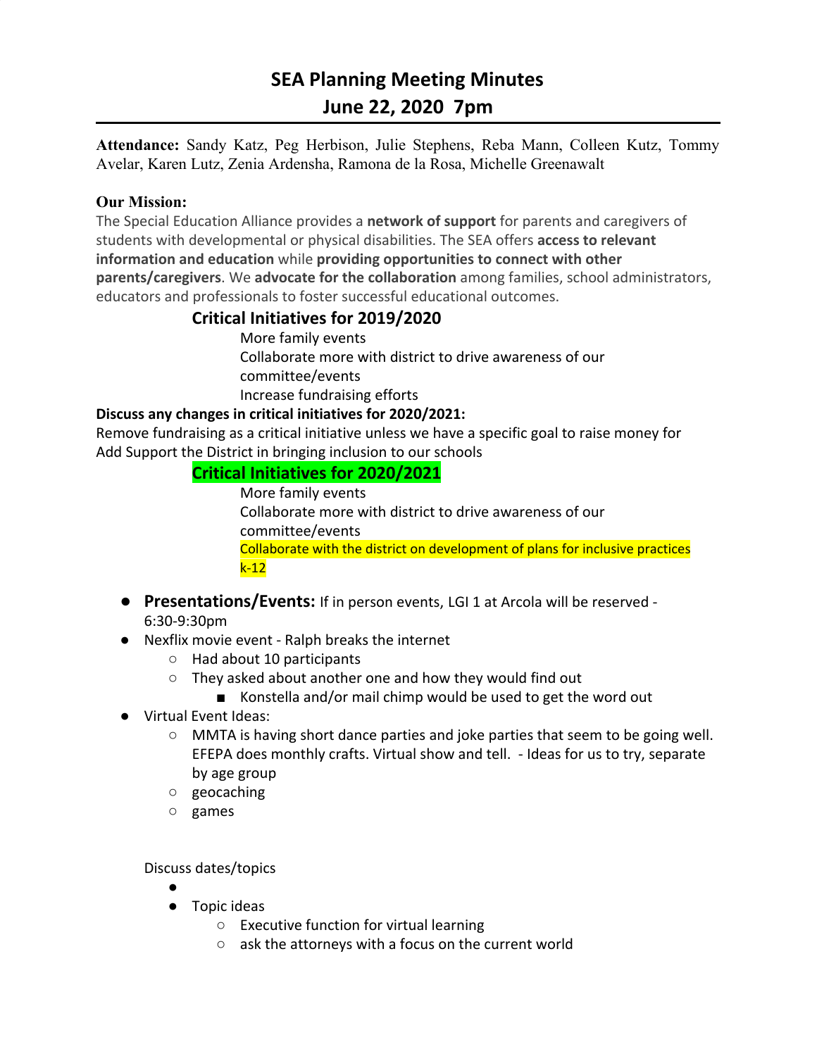# SEA Planning Meeting Minutes
# June 22, 2020 7pm

---

**Attendance:** Sandy Katz, Peg Herbison, Julie Stephens, Reba Mann, Colleen Kutz, Tommy Avelar, Karen Lutz, Zenia Ardensha, Ramona de la Rosa, Michelle Greenawalt

**Our Mission:**

The Special Education Alliance provides a **network of support** for parents and caregivers of students with developmental or physical disabilities. The SEA offers **access to relevant information and education** while **providing opportunities to connect with other parents/caregivers**. We **advocate for the collaboration** among families, school administrators, educators and professionals to foster successful educational outcomes.

## Critical Initiatives for 2019/2020

More family events

Collaborate more with district to drive awareness of our committee/events

Increase fundraising efforts

**Discuss any changes in critical initiatives for 2020/2021:**

Remove fundraising as a critical initiative unless we have a specific goal to raise money for

Add Support the District in bringing inclusion to our schools

## Critical Initiatives for 2020/2021

More family events

Collaborate more with district to drive awareness of our committee/events

Collaborate with the district on development of plans for inclusive practices k-12

- **Presentations/Events:** If in person events, LGI 1 at Arcola will be reserved - 6:30-9:30pm
- Nexflix movie event - Ralph breaks the internet
    - Had about 10 participants
    - They asked about another one and how they would find out
        - Konstella and/or mail chimp would be used to get the word out
- Virtual Event Ideas:
    - MMTA is having short dance parties and joke parties that seem to be going well. EFEPA does monthly crafts. Virtual show and tell. - Ideas for us to try, separate by age group
    - geocaching
    - games

Discuss dates/topics

- 
- Topic ideas
    - Executive function for virtual learning
    - ask the attorneys with a focus on the current world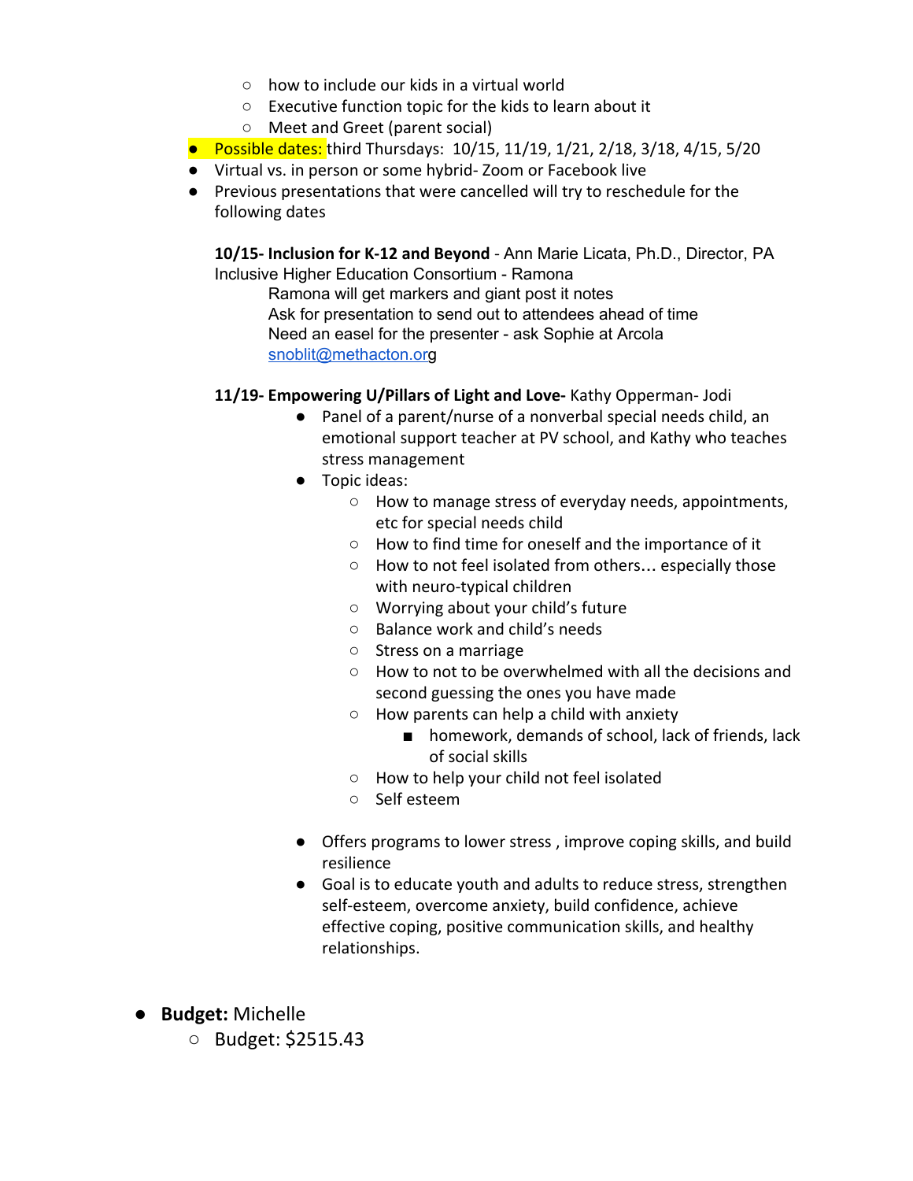- how to include our kids in a virtual world
    - Executive function topic for the kids to learn about it
    - Meet and Greet (parent social)
- Possible dates: third Thursdays:  10/15, 11/19, 1/21, 2/18, 3/18, 4/15, 5/20
- Virtual vs. in person or some hybrid- Zoom or Facebook live
- Previous presentations that were cancelled will try to reschedule for the following dates

  **10/15- Inclusion for K-12 and Beyond** - Ann Marie Licata, Ph.D., Director, PA Inclusive Higher Education Consortium - Ramona

  Ramona will get markers and giant post it notes
  Ask for presentation to send out to attendees ahead of time
  Need an easel for the presenter - ask Sophie at Arcola
  snoblit@methacton.org

  **11/19- Empowering U/Pillars of Light and Love-** Kathy Opperman- Jodi

    - Panel of a parent/nurse of a nonverbal special needs child, an emotional support teacher at PV school, and Kathy who teaches stress management
    - Topic ideas:
        - How to manage stress of everyday needs, appointments, etc for special needs child
        - How to find time for oneself and the importance of it
        - How to not feel isolated from others… especially those with neuro-typical children
        - Worrying about your child's future
        - Balance work and child's needs
        - Stress on a marriage
        - How to not to be overwhelmed with all the decisions and second guessing the ones you have made
        - How parents can help a child with anxiety
            - homework, demands of school, lack of friends, lack of social skills
        - How to help your child not feel isolated
        - Self esteem

    - Offers programs to lower stress , improve coping skills, and build resilience
    - Goal is to educate youth and adults to reduce stress, strengthen self-esteem, overcome anxiety, build confidence, achieve effective coping, positive communication skills, and healthy relationships.

- **Budget:** Michelle
    - Budget: $2515.43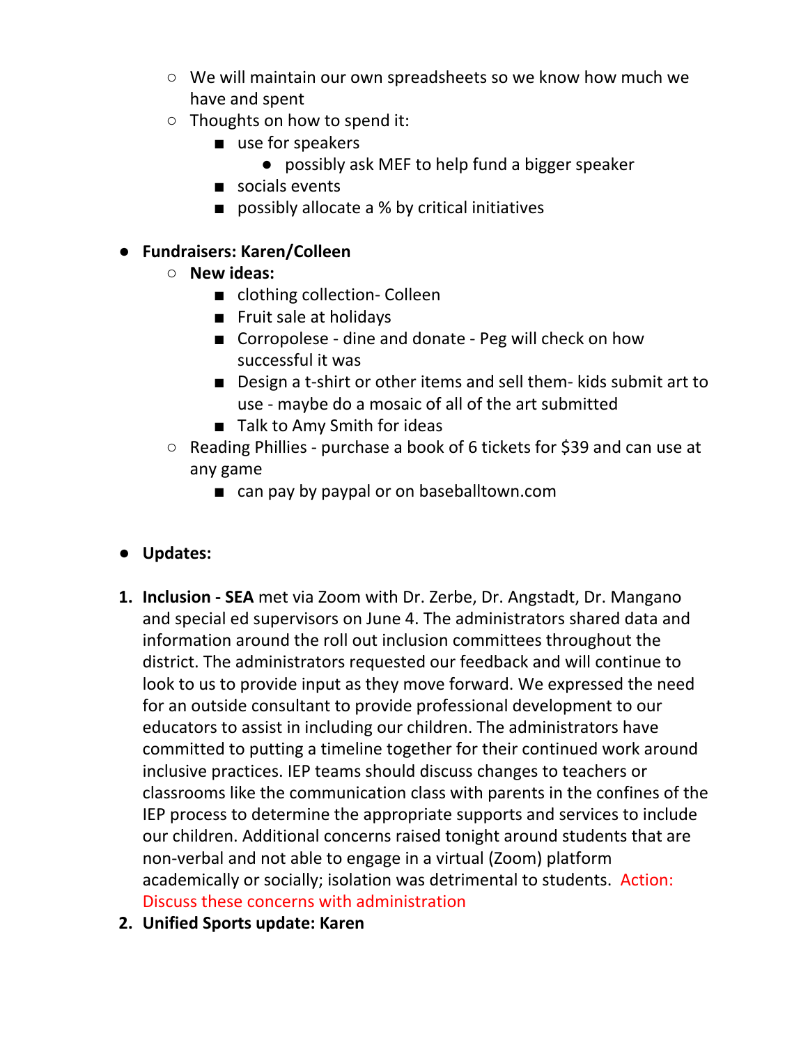- We will maintain our own spreadsheets so we know how much we have and spent
    - Thoughts on how to spend it:
        - use for speakers
            - possibly ask MEF to help fund a bigger speaker
        - socials events
        - possibly allocate a % by critical initiatives

- **Fundraisers: Karen/Colleen**
    - **New ideas:**
        - clothing collection- Colleen
        - Fruit sale at holidays
        - Corropolese - dine and donate - Peg will check on how successful it was
        - Design a t-shirt or other items and sell them- kids submit art to use - maybe do a mosaic of all of the art submitted
        - Talk to Amy Smith for ideas
    - Reading Phillies - purchase a book of 6 tickets for $39 and can use at any game
        - can pay by paypal or on baseballtown.com

- **Updates:**

1. **Inclusion - SEA** met via Zoom with Dr. Zerbe, Dr. Angstadt, Dr. Mangano and special ed supervisors on June 4. The administrators shared data and information around the roll out inclusion committees throughout the district. The administrators requested our feedback and will continue to look to us to provide input as they move forward. We expressed the need for an outside consultant to provide professional development to our educators to assist in including our children. The administrators have committed to putting a timeline together for their continued work around inclusive practices. IEP teams should discuss changes to teachers or classrooms like the communication class with parents in the confines of the IEP process to determine the appropriate supports and services to include our children. Additional concerns raised tonight around students that are non-verbal and not able to engage in a virtual (Zoom) platform academically or socially; isolation was detrimental to students. Action: Discuss these concerns with administration
2. **Unified Sports update: Karen**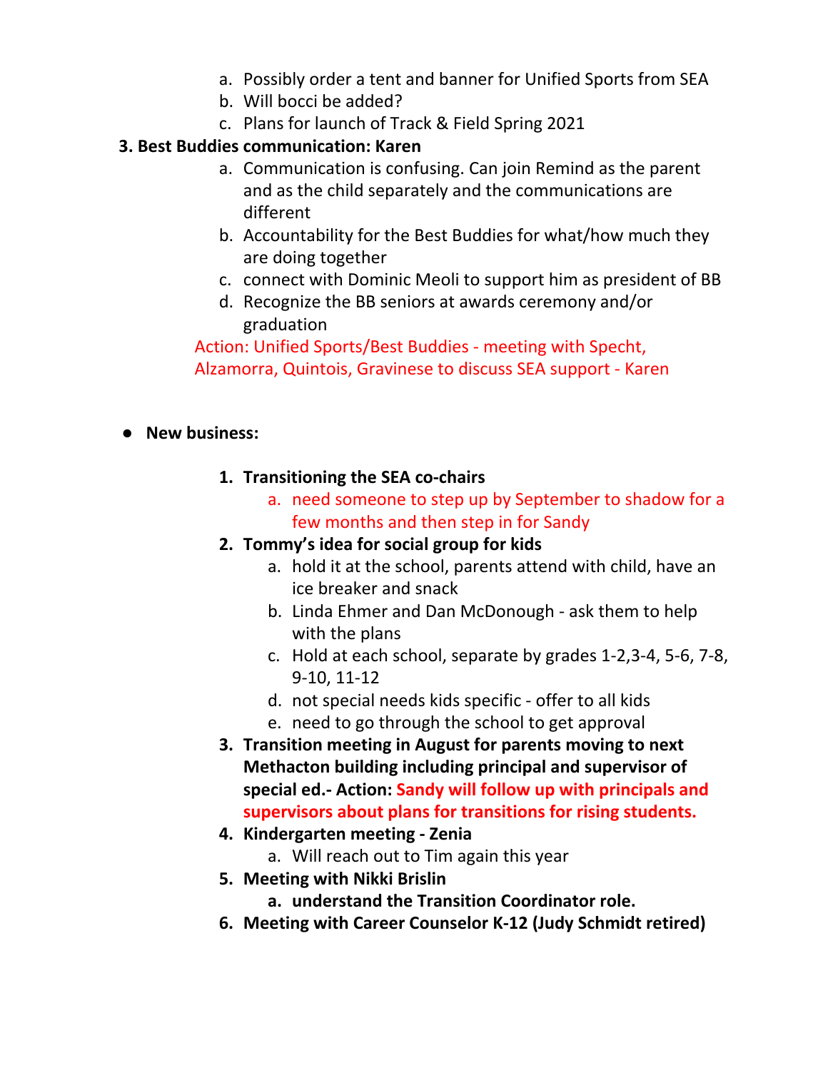a. Possibly order a tent and banner for Unified Sports from SEA
b. Will bocci be added?
c. Plans for launch of Track & Field Spring 2021

**3. Best Buddies communication: Karen**

a. Communication is confusing. Can join Remind as the parent and as the child separately and the communications are different
b. Accountability for the Best Buddies for what/how much they are doing together
c. connect with Dominic Meoli to support him as president of BB
d. Recognize the BB seniors at awards ceremony and/or graduation

Action: Unified Sports/Best Buddies - meeting with Specht, Alzamorra, Quintois, Gravinese to discuss SEA support - Karen

- **New business:**

1. **Transitioning the SEA co-chairs**
    a. need someone to step up by September to shadow for a few months and then step in for Sandy
2. **Tommy's idea for social group for kids**
    a. hold it at the school, parents attend with child, have an ice breaker and snack
    b. Linda Ehmer and Dan McDonough - ask them to help with the plans
    c. Hold at each school, separate by grades 1-2,3-4, 5-6, 7-8, 9-10, 11-12
    d. not special needs kids specific - offer to all kids
    e. need to go through the school to get approval
3. **Transition meeting in August for parents moving to next Methacton building including principal and supervisor of special ed.- Action: Sandy will follow up with principals and supervisors about plans for transitions for rising students.**
4. **Kindergarten meeting - Zenia**
    a. Will reach out to Tim again this year
5. **Meeting with Nikki Brislin**
    a. **understand the Transition Coordinator role.**
6. **Meeting with Career Counselor K-12 (Judy Schmidt retired)**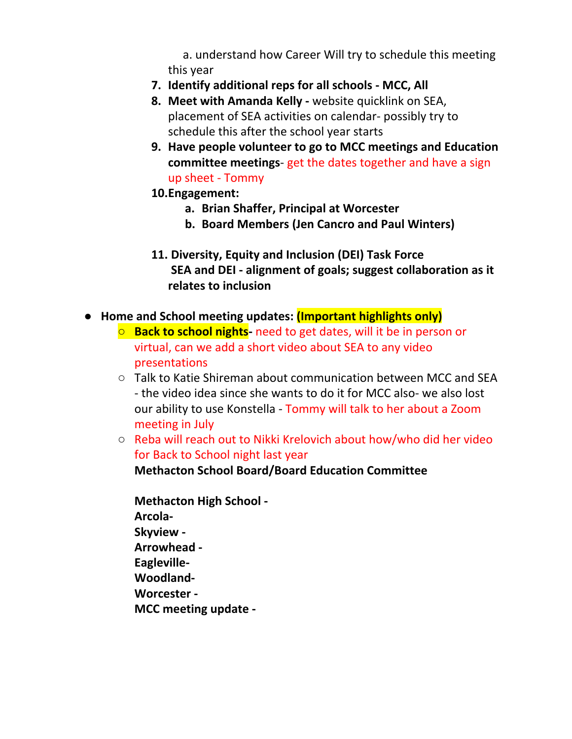a. understand how Career Will try to schedule this meeting this year

7. **Identify additional reps for all schools - MCC, All**
8. **Meet with Amanda Kelly -** website quicklink on SEA, placement of SEA activities on calendar- possibly try to schedule this after the school year starts
9. **Have people volunteer to go to MCC meetings and Education committee meetings**- get the dates together and have a sign up sheet - Tommy
10. **Engagement:**
    a. **Brian Shaffer, Principal at Worcester**
    b. **Board Members (Jen Cancro and Paul Winters)**

11. **Diversity, Equity and Inclusion (DEI) Task Force**
    **SEA and DEI - alignment of goals; suggest collaboration as it relates to inclusion**

- **Home and School meeting updates: (Important highlights only)**
    - **Back to school nights-** need to get dates, will it be in person or virtual, can we add a short video about SEA to any video presentations
    - Talk to Katie Shireman about communication between MCC and SEA - the video idea since she wants to do it for MCC also- we also lost our ability to use Konstella - Tommy will talk to her about a Zoom meeting in July
    - Reba will reach out to Nikki Krelovich about how/who did her video for Back to School night last year

    **Methacton School Board/Board Education Committee**

    **Methacton High School -**
    **Arcola-**
    **Skyview -**
    **Arrowhead -**
    **Eagleville-**
    **Woodland-**
    **Worcester -**
    **MCC meeting update -**